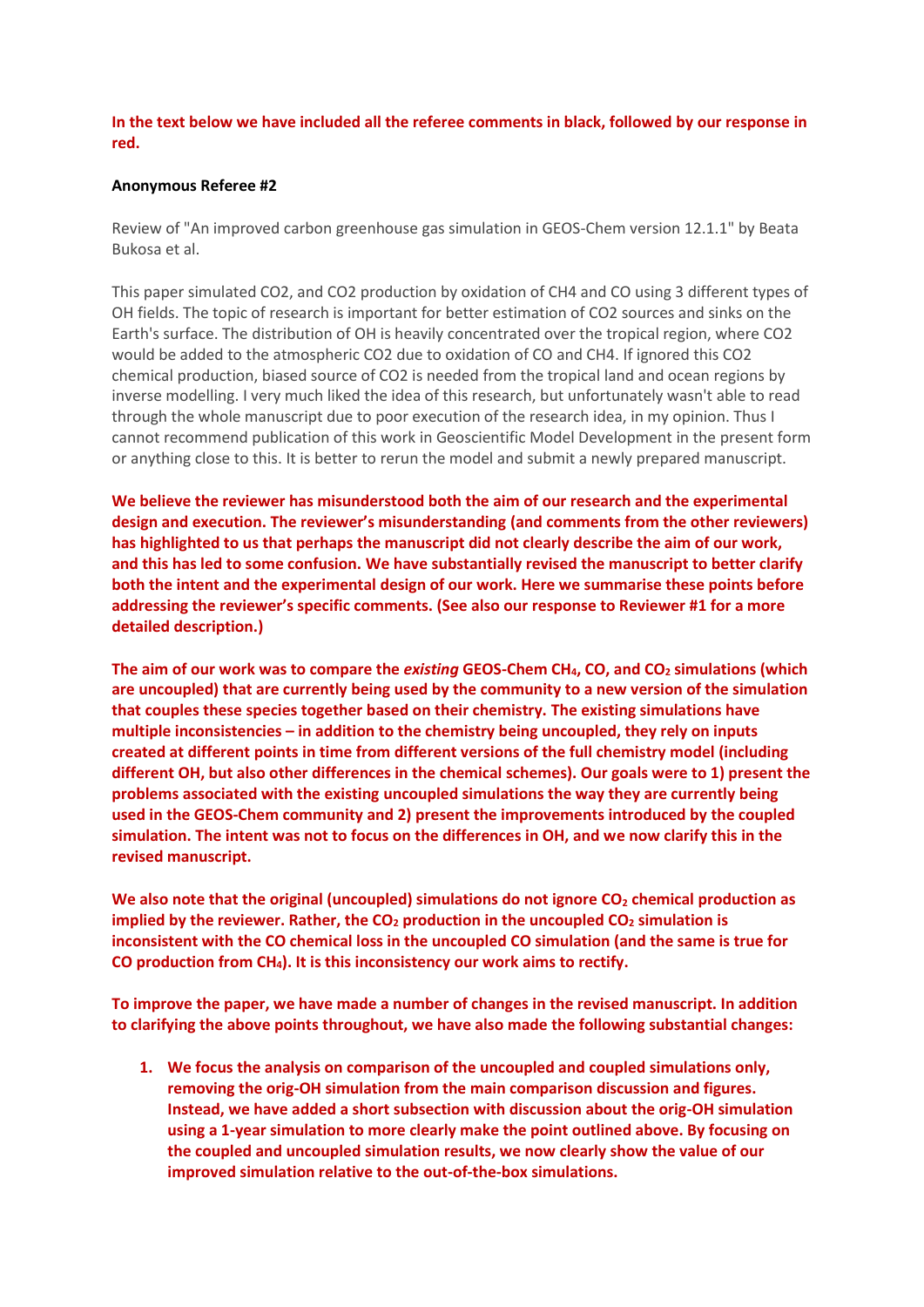**In the text below we have included all the referee comments in black, followed by our response in red.**

**Anonymous Referee #2**

Review of "An improved carbon greenhouse gas simulation in GEOS-Chem version 12.1.1" by Beata Bukosa et al.

This paper simulated CO2, and CO2 production by oxidation of CH4 and CO using 3 different types of OH fields. The topic of research is important for better estimation of CO2 sources and sinks on the Earth's surface. The distribution of OH is heavily concentrated over the tropical region, where CO2 would be added to the atmospheric CO2 due to oxidation of CO and CH4. If ignored this CO2 chemical production, biased source of CO2 is needed from the tropical land and ocean regions by inverse modelling. I very much liked the idea of this research, but unfortunately wasn't able to read through the whole manuscript due to poor execution of the research idea, in my opinion. Thus I cannot recommend publication of this work in Geoscientific Model Development in the present form or anything close to this. It is better to rerun the model and submit a newly prepared manuscript.

**We believe the reviewer has misunderstood both the aim of our research and the experimental design and execution. The reviewer's misunderstanding (and comments from the other reviewers) has highlighted to us that perhaps the manuscript did not clearly describe the aim of our work, and this has led to some confusion. We have substantially revised the manuscript to better clarify both the intent and the experimental design of our work. Here we summarise these points before addressing the reviewer's specific comments. (See also our response to Reviewer #1 for a more detailed description.)**

**The aim of our work was to compare the *existing* GEOS-Chem $CH_4$, CO, and $CO_2$ simulations (which are uncoupled) that are currently being used by the community to a new version of the simulation that couples these species together based on their chemistry. The existing simulations have multiple inconsistencies – in addition to the chemistry being uncoupled, they rely on inputs created at different points in time from different versions of the full chemistry model (including different OH, but also other differences in the chemical schemes). Our goals were to 1) present the problems associated with the existing uncoupled simulations the way they are currently being used in the GEOS-Chem community and 2) present the improvements introduced by the coupled simulation. The intent was not to focus on the differences in OH, and we now clarify this in the revised manuscript.**

**We also note that the original (uncoupled) simulations do not ignore $CO_2$ chemical production as implied by the reviewer. Rather, the $CO_2$ production in the uncoupled $CO_2$ simulation is inconsistent with the CO chemical loss in the uncoupled CO simulation (and the same is true for CO production from $CH_4$). It is this inconsistency our work aims to rectify.**

**To improve the paper, we have made a number of changes in the revised manuscript. In addition to clarifying the above points throughout, we have also made the following substantial changes:**

1. **We focus the analysis on comparison of the uncoupled and coupled simulations only, removing the orig-OH simulation from the main comparison discussion and figures. Instead, we have added a short subsection with discussion about the orig-OH simulation using a 1-year simulation to more clearly make the point outlined above. By focusing on the coupled and uncoupled simulation results, we now clearly show the value of our improved simulation relative to the out-of-the-box simulations.**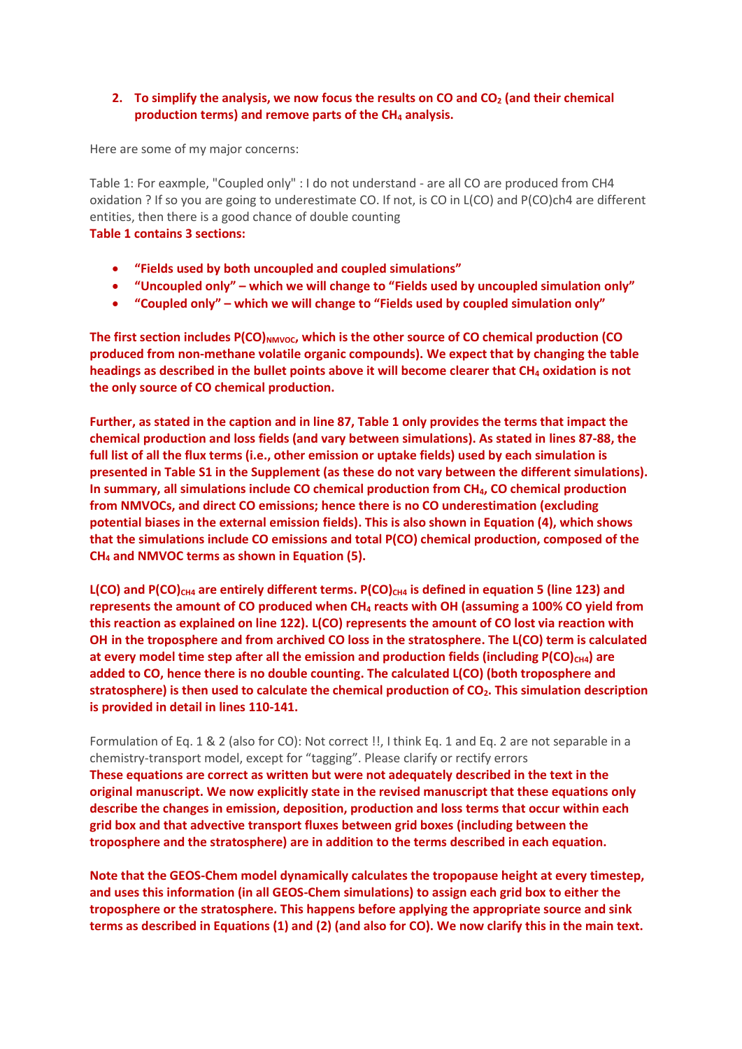2. **To simplify the analysis, we now focus the results on CO and $CO_2$ (and their chemical production terms) and remove parts of the $CH_4$ analysis.**

Here are some of my major concerns:

Table 1: For eaxmple, "Coupled only" : I do not understand - are all CO are produced from CH4 oxidation ? If so you are going to underestimate CO. If not, is CO in L(CO) and P(CO)ch4 are different entities, then there is a good chance of double counting

**Table 1 contains 3 sections:**

- **"Fields used by both uncoupled and coupled simulations"**
- **"Uncoupled only" – which we will change to "Fields used by uncoupled simulation only"**
- **"Coupled only" – which we will change to "Fields used by coupled simulation only"**

**The first section includes $P(CO)_{NMVOC}$, which is the other source of CO chemical production (CO produced from non-methane volatile organic compounds). We expect that by changing the table headings as described in the bullet points above it will become clearer that $CH_4$ oxidation is not the only source of CO chemical production.**

**Further, as stated in the caption and in line 87, Table 1 only provides the terms that impact the chemical production and loss fields (and vary between simulations). As stated in lines 87-88, the full list of all the flux terms (i.e., other emission or uptake fields) used by each simulation is presented in Table S1 in the Supplement (as these do not vary between the different simulations). In summary, all simulations include CO chemical production from $CH_4$, CO chemical production from NMVOCs, and direct CO emissions; hence there is no CO underestimation (excluding potential biases in the external emission fields). This is also shown in Equation (4), which shows that the simulations include CO emissions and total P(CO) chemical production, composed of the $CH_4$ and NMVOC terms as shown in Equation (5).**

**L(CO) and $P(CO)_{CH4}$ are entirely different terms. $P(CO)_{CH4}$ is defined in equation 5 (line 123) and represents the amount of CO produced when $CH_4$ reacts with OH (assuming a 100% CO yield from this reaction as explained on line 122). L(CO) represents the amount of CO lost via reaction with OH in the troposphere and from archived CO loss in the stratosphere. The L(CO) term is calculated at every model time step after all the emission and production fields (including $P(CO)_{CH4}$) are added to CO, hence there is no double counting. The calculated L(CO) (both troposphere and stratosphere) is then used to calculate the chemical production of $CO_2$. This simulation description is provided in detail in lines 110-141.**

Formulation of Eq. 1 & 2 (also for CO): Not correct !!, I think Eq. 1 and Eq. 2 are not separable in a chemistry-transport model, except for "tagging". Please clarify or rectify errors

**These equations are correct as written but were not adequately described in the text in the original manuscript. We now explicitly state in the revised manuscript that these equations only describe the changes in emission, deposition, production and loss terms that occur within each grid box and that advective transport fluxes between grid boxes (including between the troposphere and the stratosphere) are in addition to the terms described in each equation.**

**Note that the GEOS-Chem model dynamically calculates the tropopause height at every timestep, and uses this information (in all GEOS-Chem simulations) to assign each grid box to either the troposphere or the stratosphere. This happens before applying the appropriate source and sink terms as described in Equations (1) and (2) (and also for CO). We now clarify this in the main text.**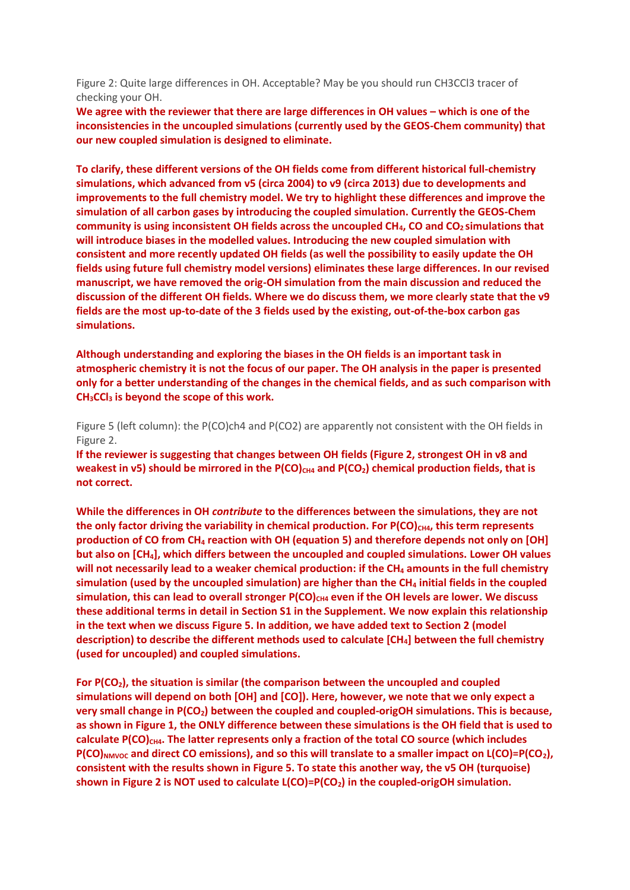Figure 2: Quite large differences in OH. Acceptable? May be you should run $CH_3CCl_3$ tracer of checking your OH.

**We agree with the reviewer that there are large differences in OH values – which is one of the inconsistencies in the uncoupled simulations (currently used by the GEOS-Chem community) that our new coupled simulation is designed to eliminate.**

**To clarify, these different versions of the OH fields come from different historical full-chemistry simulations, which advanced from v5 (circa 2004) to v9 (circa 2013) due to developments and improvements to the full chemistry model. We try to highlight these differences and improve the simulation of all carbon gases by introducing the coupled simulation. Currently the GEOS-Chem community is using inconsistent OH fields across the uncoupled $CH_4$, CO and $CO_2$ simulations that will introduce biases in the modelled values. Introducing the new coupled simulation with consistent and more recently updated OH fields (as well the possibility to easily update the OH fields using future full chemistry model versions) eliminates these large differences. In our revised manuscript, we have removed the orig-OH simulation from the main discussion and reduced the discussion of the different OH fields. Where we do discuss them, we more clearly state that the v9 fields are the most up-to-date of the 3 fields used by the existing, out-of-the-box carbon gas simulations.**

**Although understanding and exploring the biases in the OH fields is an important task in atmospheric chemistry it is not the focus of our paper. The OH analysis in the paper is presented only for a better understanding of the changes in the chemical fields, and as such comparison with $CH_3CCl_3$ is beyond the scope of this work.**

Figure 5 (left column): the $P(CO)_{ch4}$ and $P(CO2)$ are apparently not consistent with the OH fields in Figure 2.

**If the reviewer is suggesting that changes between OH fields (Figure 2, strongest OH in v8 and weakest in v5) should be mirrored in the $P(CO)_{CH4}$ and $P(CO_2)$ chemical production fields, that is not correct.**

**While the differences in OH *contribute* to the differences between the simulations, they are not the only factor driving the variability in chemical production. For $P(CO)_{CH4}$, this term represents production of CO from $CH_4$ reaction with OH (equation 5) and therefore depends not only on [OH] but also on [$CH_4$], which differs between the uncoupled and coupled simulations. Lower OH values will not necessarily lead to a weaker chemical production: if the $CH_4$ amounts in the full chemistry simulation (used by the uncoupled simulation) are higher than the $CH_4$ initial fields in the coupled simulation, this can lead to overall stronger $P(CO)_{CH4}$ even if the OH levels are lower. We discuss these additional terms in detail in Section S1 in the Supplement. We now explain this relationship in the text when we discuss Figure 5. In addition, we have added text to Section 2 (model description) to describe the different methods used to calculate [$CH_4$] between the full chemistry (used for uncoupled) and coupled simulations.**

**For $P(CO_2)$, the situation is similar (the comparison between the uncoupled and coupled simulations will depend on both [OH] and [CO]). Here, however, we note that we only expect a very small change in $P(CO_2)$ between the coupled and coupled-origOH simulations. This is because, as shown in Figure 1, the ONLY difference between these simulations is the OH field that is used to calculate $P(CO)_{CH4}$. The latter represents only a fraction of the total CO source (which includes $P(CO)_{NMVOC}$ and direct CO emissions), and so this will translate to a smaller impact on $L(CO)=P(CO_2)$, consistent with the results shown in Figure 5. To state this another way, the v5 OH (turquoise) shown in Figure 2 is NOT used to calculate $L(CO)=P(CO_2)$ in the coupled-origOH simulation.**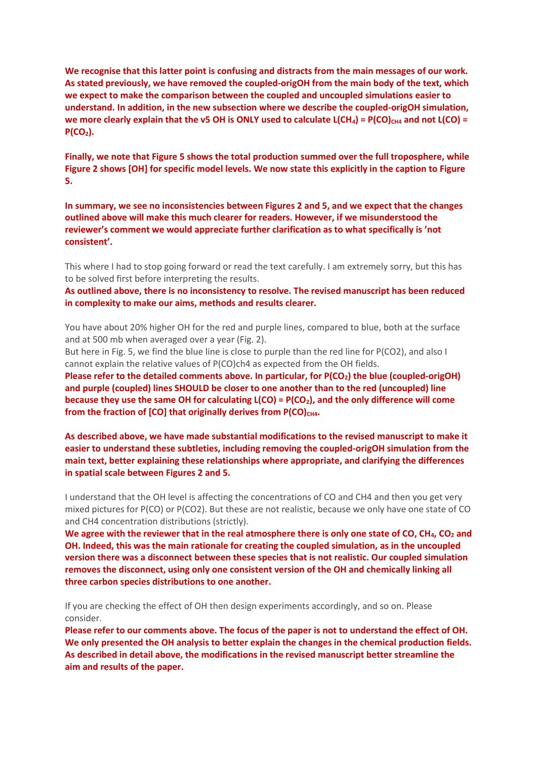**We recognise that this latter point is confusing and distracts from the main messages of our work. As stated previously, we have removed the coupled-origOH from the main body of the text, which we expect to make the comparison between the coupled and uncoupled simulations easier to understand. In addition, in the new subsection where we describe the coupled-origOH simulation, we more clearly explain that the v5 OH is ONLY used to calculate $L(CH_4) = P(CO)_{CH4}$ and not $L(CO) = P(CO_2)$.**

**Finally, we note that Figure 5 shows the total production summed over the full troposphere, while Figure 2 shows [OH] for specific model levels. We now state this explicitly in the caption to Figure 5.**

**In summary, we see no inconsistencies between Figures 2 and 5, and we expect that the changes outlined above will make this much clearer for readers. However, if we misunderstood the reviewer's comment we would appreciate further clarification as to what specifically is 'not consistent'.**

This where I had to stop going forward or read the text carefully. I am extremely sorry, but this has to be solved first before interpreting the results.

**As outlined above, there is no inconsistency to resolve. The revised manuscript has been reduced in complexity to make our aims, methods and results clearer.**

You have about 20% higher OH for the red and purple lines, compared to blue, both at the surface and at 500 mb when averaged over a year (Fig. 2).

But here in Fig. 5, we find the blue line is close to purple than the red line for P(CO2), and also I cannot explain the relative values of P(CO)ch4 as expected from the OH fields.

**Please refer to the detailed comments above. In particular, for $P(CO_2)$ the blue (coupled-origOH) and purple (coupled) lines SHOULD be closer to one another than to the red (uncoupled) line because they use the same OH for calculating $L(CO) = P(CO_2)$, and the only difference will come from the fraction of [CO] that originally derives from $P(CO)_{CH4}$.**

**As described above, we have made substantial modifications to the revised manuscript to make it easier to understand these subtleties, including removing the coupled-origOH simulation from the main text, better explaining these relationships where appropriate, and clarifying the differences in spatial scale between Figures 2 and 5.**

I understand that the OH level is affecting the concentrations of CO and CH4 and then you get very mixed pictures for P(CO) or P(CO2). But these are not realistic, because we only have one state of CO and CH4 concentration distributions (strictly).

**We agree with the reviewer that in the real atmosphere there is only one state of CO, $CH_4$, $CO_2$ and OH. Indeed, this was the main rationale for creating the coupled simulation, as in the uncoupled version there was a disconnect between these species that is not realistic. Our coupled simulation removes the disconnect, using only one consistent version of the OH and chemically linking all three carbon species distributions to one another.**

If you are checking the effect of OH then design experiments accordingly, and so on. Please consider.

**Please refer to our comments above. The focus of the paper is not to understand the effect of OH. We only presented the OH analysis to better explain the changes in the chemical production fields. As described in detail above, the modifications in the revised manuscript better streamline the aim and results of the paper.**